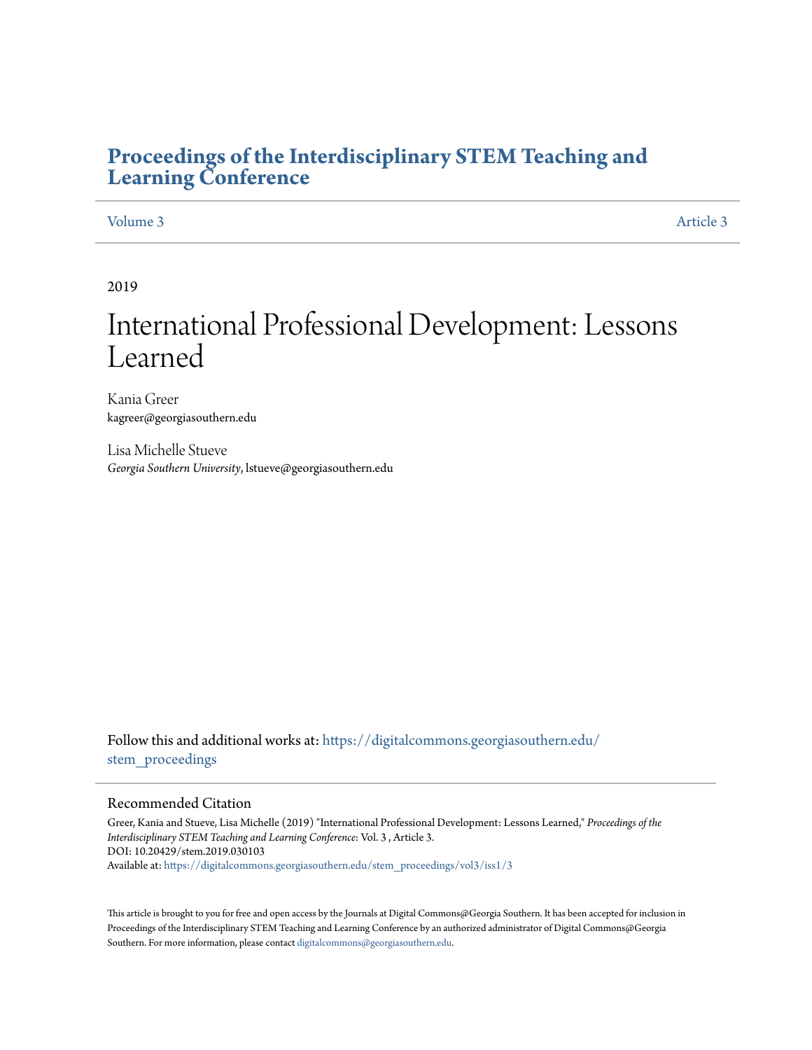# Proceedings of the Interdisciplinary STEM Teaching and Learning Conference

Volume 3 Article 3

2019

# International Professional Development: Lessons Learned

Kania Greer
kagreer@georgiasouthern.edu

Lisa Michelle Stueve
*Georgia Southern University*, lstueve@georgiasouthern.edu

Follow this and additional works at: https://digitalcommons.georgiasouthern.edu/stem_proceedings

## Recommended Citation

Greer, Kania and Stueve, Lisa Michelle (2019) "International Professional Development: Lessons Learned," *Proceedings of the Interdisciplinary STEM Teaching and Learning Conference*: Vol. 3 , Article 3.
DOI: 10.20429/stem.2019.030103
Available at: https://digitalcommons.georgiasouthern.edu/stem_proceedings/vol3/iss1/3

This article is brought to you for free and open access by the Journals at Digital Commons@Georgia Southern. It has been accepted for inclusion in Proceedings of the Interdisciplinary STEM Teaching and Learning Conference by an authorized administrator of Digital Commons@Georgia Southern. For more information, please contact digitalcommons@georgiasouthern.edu.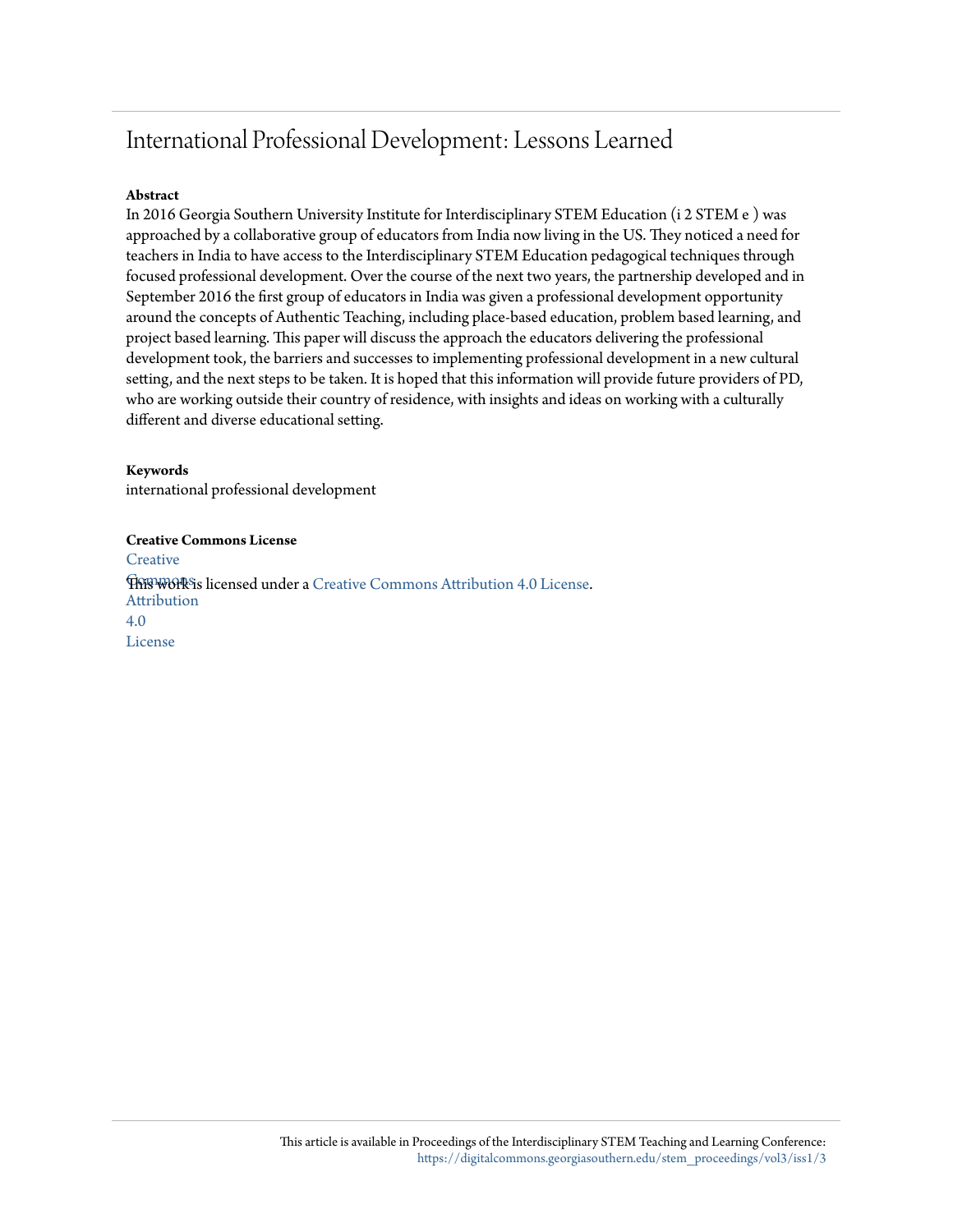# International Professional Development: Lessons Learned

**Abstract**

In 2016 Georgia Southern University Institute for Interdisciplinary STEM Education (i 2 STEM e ) was approached by a collaborative group of educators from India now living in the US. They noticed a need for teachers in India to have access to the Interdisciplinary STEM Education pedagogical techniques through focused professional development. Over the course of the next two years, the partnership developed and in September 2016 the first group of educators in India was given a professional development opportunity around the concepts of Authentic Teaching, including place-based education, problem based learning, and project based learning. This paper will discuss the approach the educators delivering the professional development took, the barriers and successes to implementing professional development in a new cultural setting, and the next steps to be taken. It is hoped that this information will provide future providers of PD, who are working outside their country of residence, with insights and ideas on working with a culturally different and diverse educational setting.

**Keywords**

international professional development

**Creative Commons License**

Creative Commons Attribution 4.0 License

This work is licensed under a Creative Commons Attribution 4.0 License.

This article is available in Proceedings of the Interdisciplinary STEM Teaching and Learning Conference: https://digitalcommons.georgiasouthern.edu/stem_proceedings/vol3/iss1/3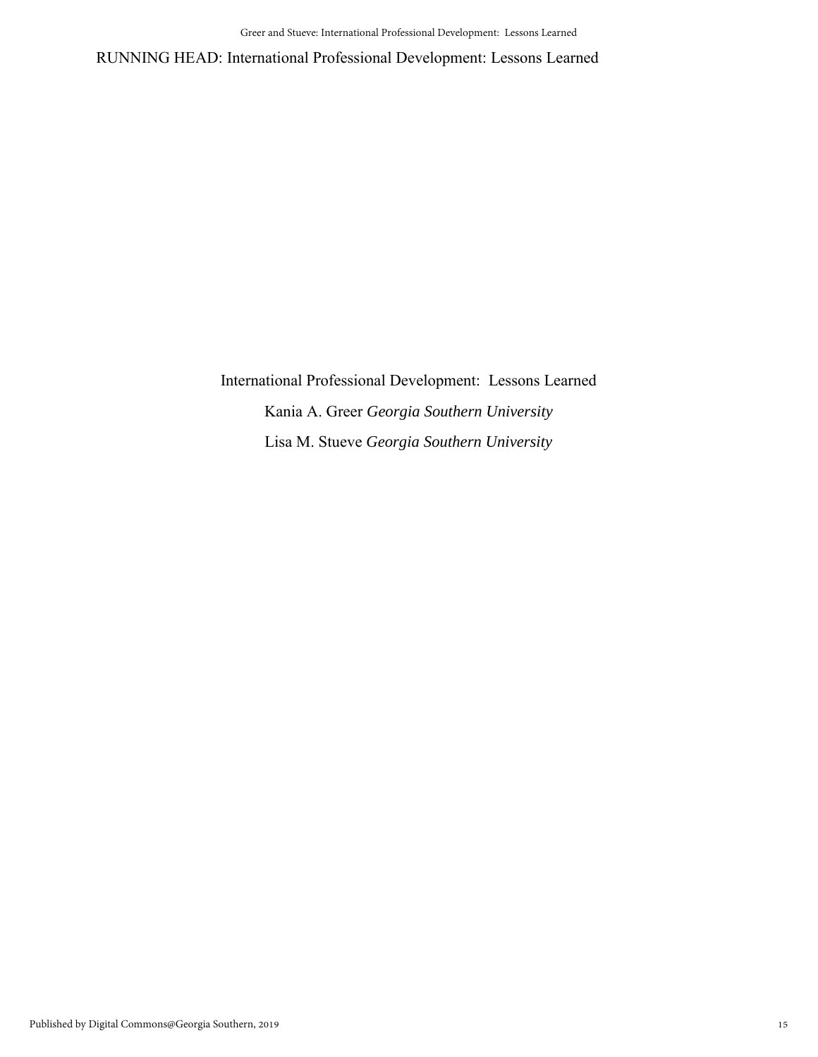RUNNING HEAD: International Professional Development: Lessons Learned

# International Professional Development: Lessons Learned

Kania A. Greer *Georgia Southern University*

Lisa M. Stueve *Georgia Southern University*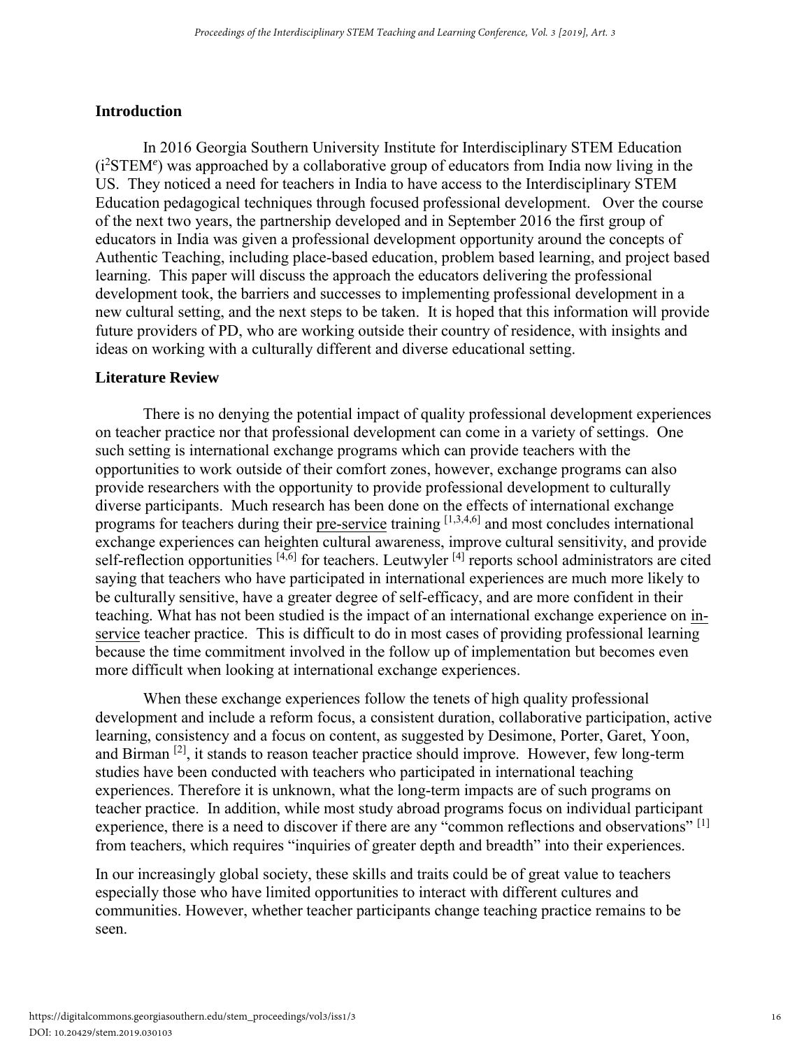## Introduction

In 2016 Georgia Southern University Institute for Interdisciplinary STEM Education ($i^2STEM^e$) was approached by a collaborative group of educators from India now living in the US. They noticed a need for teachers in India to have access to the Interdisciplinary STEM Education pedagogical techniques through focused professional development. Over the course of the next two years, the partnership developed and in September 2016 the first group of educators in India was given a professional development opportunity around the concepts of Authentic Teaching, including place-based education, problem based learning, and project based learning. This paper will discuss the approach the educators delivering the professional development took, the barriers and successes to implementing professional development in a new cultural setting, and the next steps to be taken. It is hoped that this information will provide future providers of PD, who are working outside their country of residence, with insights and ideas on working with a culturally different and diverse educational setting.

## Literature Review

There is no denying the potential impact of quality professional development experiences on teacher practice nor that professional development can come in a variety of settings. One such setting is international exchange programs which can provide teachers with the opportunities to work outside of their comfort zones, however, exchange programs can also provide researchers with the opportunity to provide professional development to culturally diverse participants. Much research has been done on the effects of international exchange programs for teachers during their pre-service training [1,3,4,6] and most concludes international exchange experiences can heighten cultural awareness, improve cultural sensitivity, and provide self-reflection opportunities [4,6] for teachers. Leutwyler [4] reports school administrators are cited saying that teachers who have participated in international experiences are much more likely to be culturally sensitive, have a greater degree of self-efficacy, and are more confident in their teaching. What has not been studied is the impact of an international exchange experience on in-service teacher practice. This is difficult to do in most cases of providing professional learning because the time commitment involved in the follow up of implementation but becomes even more difficult when looking at international exchange experiences.

When these exchange experiences follow the tenets of high quality professional development and include a reform focus, a consistent duration, collaborative participation, active learning, consistency and a focus on content, as suggested by Desimone, Porter, Garet, Yoon, and Birman [2], it stands to reason teacher practice should improve. However, few long-term studies have been conducted with teachers who participated in international teaching experiences. Therefore it is unknown, what the long-term impacts are of such programs on teacher practice. In addition, while most study abroad programs focus on individual participant experience, there is a need to discover if there are any "common reflections and observations" [1] from teachers, which requires "inquiries of greater depth and breadth" into their experiences.

In our increasingly global society, these skills and traits could be of great value to teachers especially those who have limited opportunities to interact with different cultures and communities. However, whether teacher participants change teaching practice remains to be seen.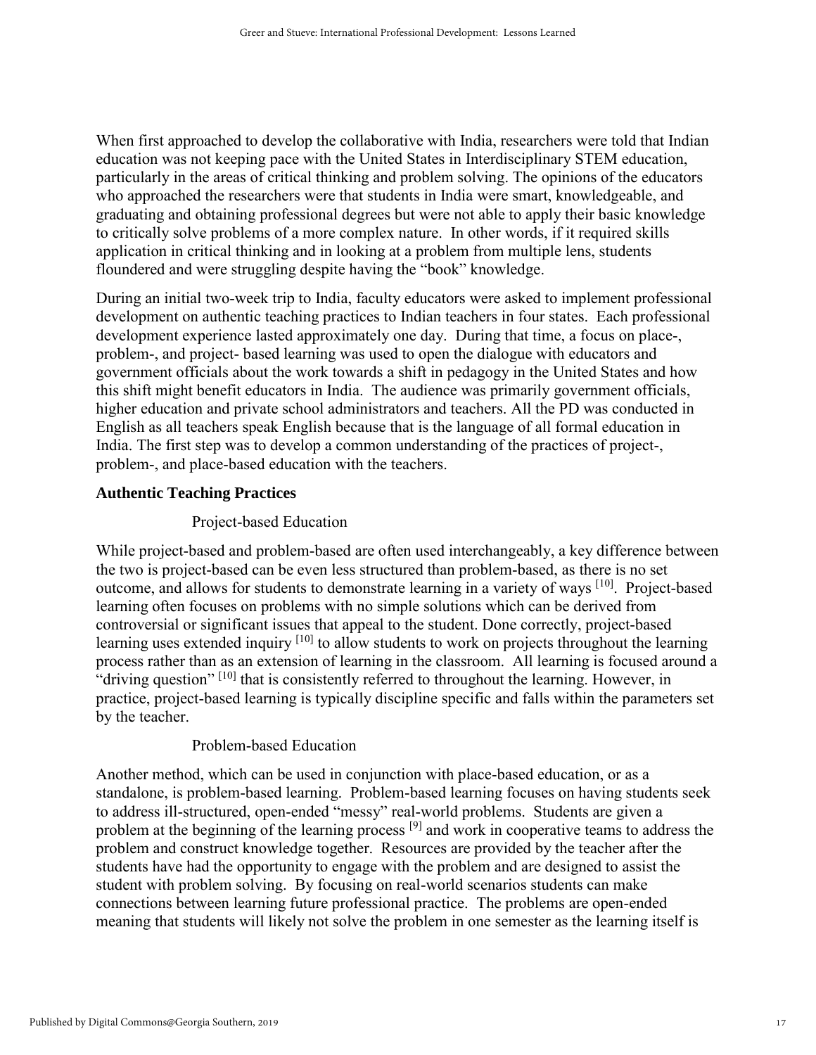When first approached to develop the collaborative with India, researchers were told that Indian education was not keeping pace with the United States in Interdisciplinary STEM education, particularly in the areas of critical thinking and problem solving. The opinions of the educators who approached the researchers were that students in India were smart, knowledgeable, and graduating and obtaining professional degrees but were not able to apply their basic knowledge to critically solve problems of a more complex nature. In other words, if it required skills application in critical thinking and in looking at a problem from multiple lens, students floundered and were struggling despite having the "book" knowledge.

During an initial two-week trip to India, faculty educators were asked to implement professional development on authentic teaching practices to Indian teachers in four states. Each professional development experience lasted approximately one day. During that time, a focus on place-, problem-, and project- based learning was used to open the dialogue with educators and government officials about the work towards a shift in pedagogy in the United States and how this shift might benefit educators in India. The audience was primarily government officials, higher education and private school administrators and teachers. All the PD was conducted in English as all teachers speak English because that is the language of all formal education in India. The first step was to develop a common understanding of the practices of project-, problem-, and place-based education with the teachers.

## Authentic Teaching Practices

### Project-based Education

While project-based and problem-based are often used interchangeably, a key difference between the two is project-based can be even less structured than problem-based, as there is no set outcome, and allows for students to demonstrate learning in a variety of ways [10]. Project-based learning often focuses on problems with no simple solutions which can be derived from controversial or significant issues that appeal to the student. Done correctly, project-based learning uses extended inquiry [10] to allow students to work on projects throughout the learning process rather than as an extension of learning in the classroom. All learning is focused around a "driving question" [10] that is consistently referred to throughout the learning. However, in practice, project-based learning is typically discipline specific and falls within the parameters set by the teacher.

### Problem-based Education

Another method, which can be used in conjunction with place-based education, or as a standalone, is problem-based learning. Problem-based learning focuses on having students seek to address ill-structured, open-ended "messy" real-world problems. Students are given a problem at the beginning of the learning process [9] and work in cooperative teams to address the problem and construct knowledge together. Resources are provided by the teacher after the students have had the opportunity to engage with the problem and are designed to assist the student with problem solving. By focusing on real-world scenarios students can make connections between learning future professional practice. The problems are open-ended meaning that students will likely not solve the problem in one semester as the learning itself is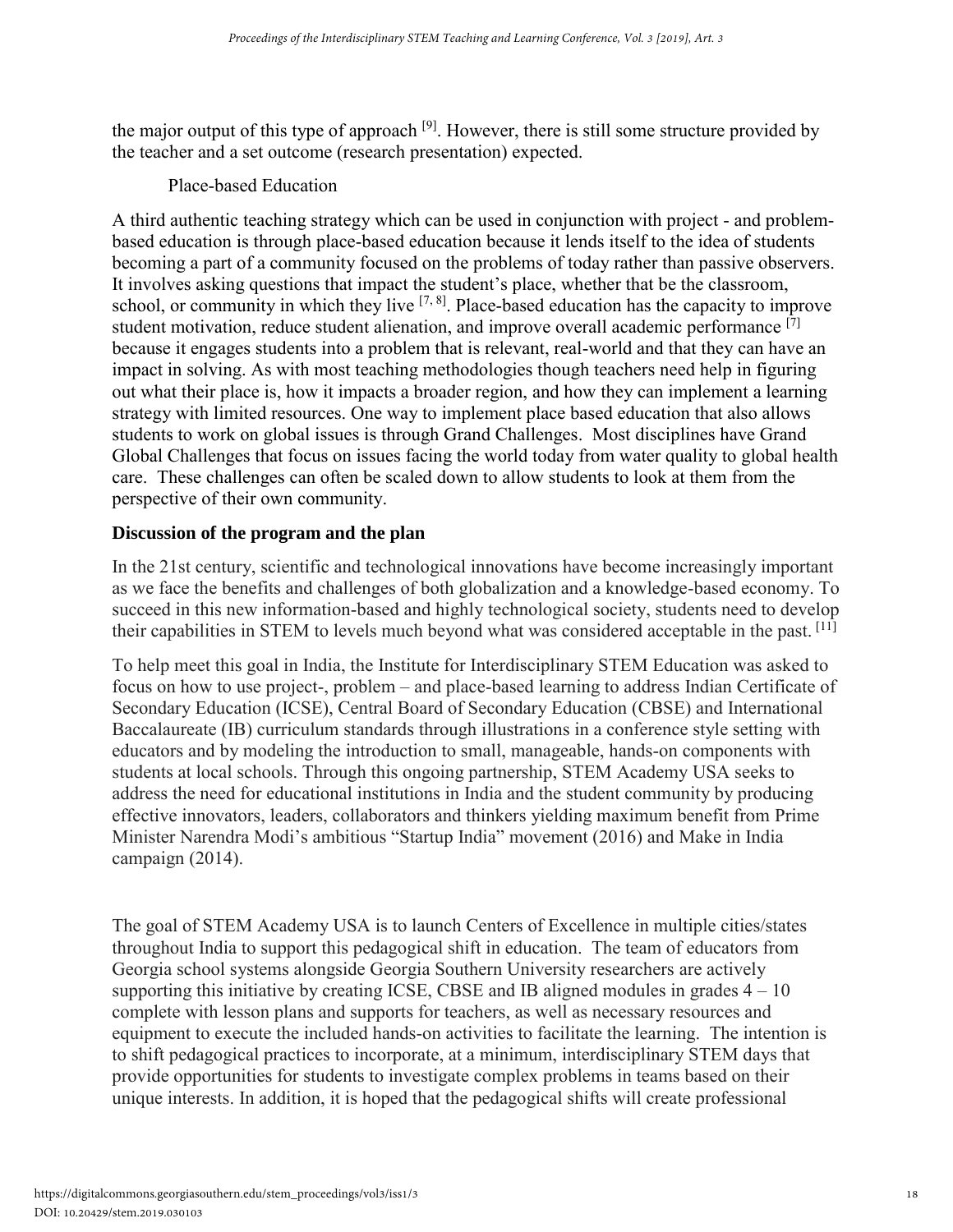the major output of this type of approach [9]. However, there is still some structure provided by the teacher and a set outcome (research presentation) expected.

### Place-based Education

A third authentic teaching strategy which can be used in conjunction with project - and problem-based education is through place-based education because it lends itself to the idea of students becoming a part of a community focused on the problems of today rather than passive observers. It involves asking questions that impact the student's place, whether that be the classroom, school, or community in which they live [7, 8]. Place-based education has the capacity to improve student motivation, reduce student alienation, and improve overall academic performance [7] because it engages students into a problem that is relevant, real-world and that they can have an impact in solving. As with most teaching methodologies though teachers need help in figuring out what their place is, how it impacts a broader region, and how they can implement a learning strategy with limited resources. One way to implement place based education that also allows students to work on global issues is through Grand Challenges. Most disciplines have Grand Global Challenges that focus on issues facing the world today from water quality to global health care. These challenges can often be scaled down to allow students to look at them from the perspective of their own community.

## Discussion of the program and the plan

In the 21st century, scientific and technological innovations have become increasingly important as we face the benefits and challenges of both globalization and a knowledge-based economy. To succeed in this new information-based and highly technological society, students need to develop their capabilities in STEM to levels much beyond what was considered acceptable in the past. [11]

To help meet this goal in India, the Institute for Interdisciplinary STEM Education was asked to focus on how to use project-, problem – and place-based learning to address Indian Certificate of Secondary Education (ICSE), Central Board of Secondary Education (CBSE) and International Baccalaureate (IB) curriculum standards through illustrations in a conference style setting with educators and by modeling the introduction to small, manageable, hands-on components with students at local schools. Through this ongoing partnership, STEM Academy USA seeks to address the need for educational institutions in India and the student community by producing effective innovators, leaders, collaborators and thinkers yielding maximum benefit from Prime Minister Narendra Modi's ambitious "Startup India" movement (2016) and Make in India campaign (2014).

The goal of STEM Academy USA is to launch Centers of Excellence in multiple cities/states throughout India to support this pedagogical shift in education. The team of educators from Georgia school systems alongside Georgia Southern University researchers are actively supporting this initiative by creating ICSE, CBSE and IB aligned modules in grades 4 – 10 complete with lesson plans and supports for teachers, as well as necessary resources and equipment to execute the included hands-on activities to facilitate the learning. The intention is to shift pedagogical practices to incorporate, at a minimum, interdisciplinary STEM days that provide opportunities for students to investigate complex problems in teams based on their unique interests. In addition, it is hoped that the pedagogical shifts will create professional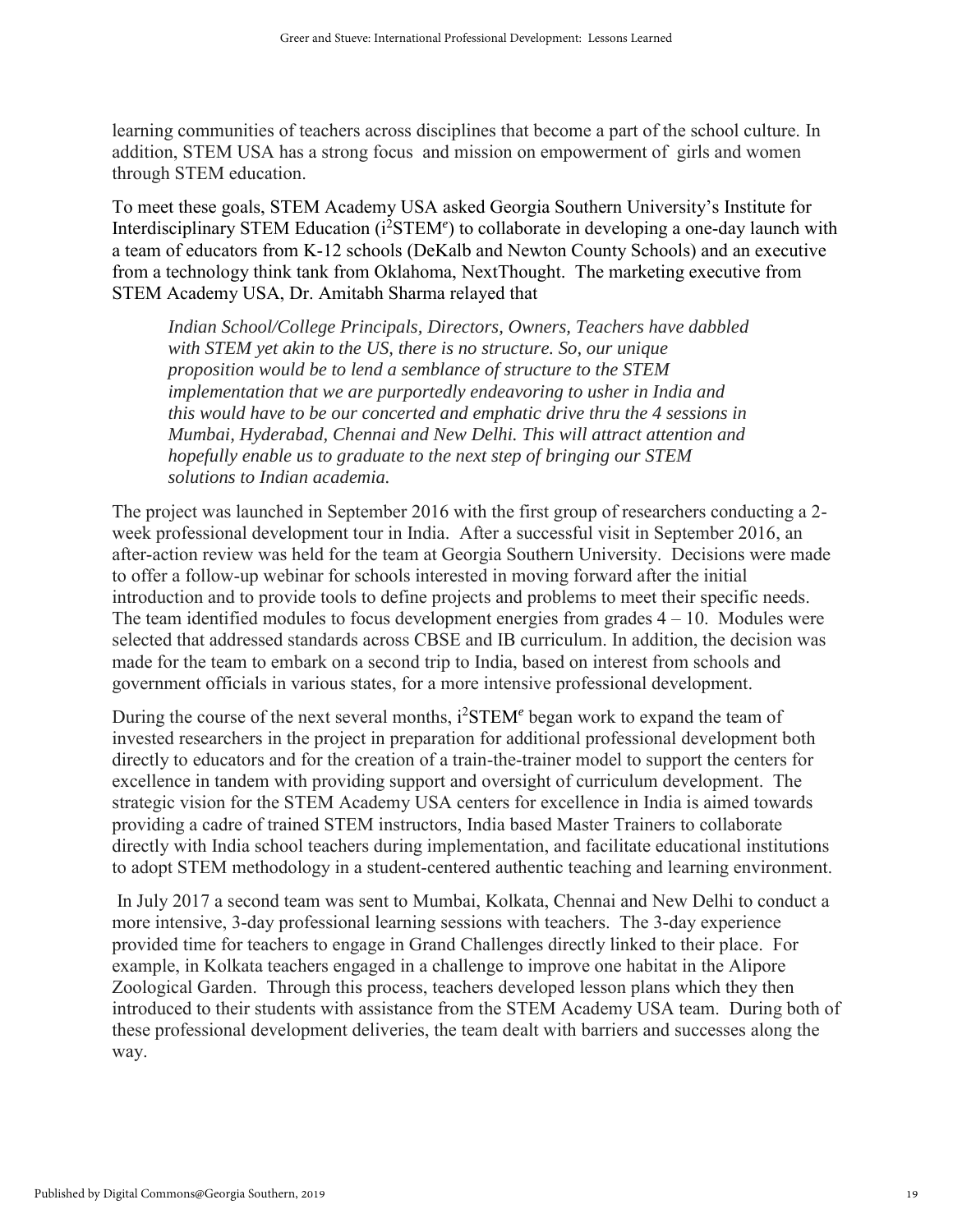learning communities of teachers across disciplines that become a part of the school culture. In addition, STEM USA has a strong focus and mission on empowerment of girls and women through STEM education.

To meet these goals, STEM Academy USA asked Georgia Southern University's Institute for Interdisciplinary STEM Education (i$^2$STEM$^e$) to collaborate in developing a one-day launch with a team of educators from K-12 schools (DeKalb and Newton County Schools) and an executive from a technology think tank from Oklahoma, NextThought. The marketing executive from STEM Academy USA, Dr. Amitabh Sharma relayed that

> *Indian School/College Principals, Directors, Owners, Teachers have dabbled with STEM yet akin to the US, there is no structure. So, our unique proposition would be to lend a semblance of structure to the STEM implementation that we are purportedly endeavoring to usher in India and this would have to be our concerted and emphatic drive thru the 4 sessions in Mumbai, Hyderabad, Chennai and New Delhi. This will attract attention and hopefully enable us to graduate to the next step of bringing our STEM solutions to Indian academia.*

The project was launched in September 2016 with the first group of researchers conducting a 2-week professional development tour in India. After a successful visit in September 2016, an after-action review was held for the team at Georgia Southern University. Decisions were made to offer a follow-up webinar for schools interested in moving forward after the initial introduction and to provide tools to define projects and problems to meet their specific needs. The team identified modules to focus development energies from grades 4 – 10. Modules were selected that addressed standards across CBSE and IB curriculum. In addition, the decision was made for the team to embark on a second trip to India, based on interest from schools and government officials in various states, for a more intensive professional development.

During the course of the next several months, i$^2$STEM$^e$ began work to expand the team of invested researchers in the project in preparation for additional professional development both directly to educators and for the creation of a train-the-trainer model to support the centers for excellence in tandem with providing support and oversight of curriculum development. The strategic vision for the STEM Academy USA centers for excellence in India is aimed towards providing a cadre of trained STEM instructors, India based Master Trainers to collaborate directly with India school teachers during implementation, and facilitate educational institutions to adopt STEM methodology in a student-centered authentic teaching and learning environment.

In July 2017 a second team was sent to Mumbai, Kolkata, Chennai and New Delhi to conduct a more intensive, 3-day professional learning sessions with teachers. The 3-day experience provided time for teachers to engage in Grand Challenges directly linked to their place. For example, in Kolkata teachers engaged in a challenge to improve one habitat in the Alipore Zoological Garden. Through this process, teachers developed lesson plans which they then introduced to their students with assistance from the STEM Academy USA team. During both of these professional development deliveries, the team dealt with barriers and successes along the way.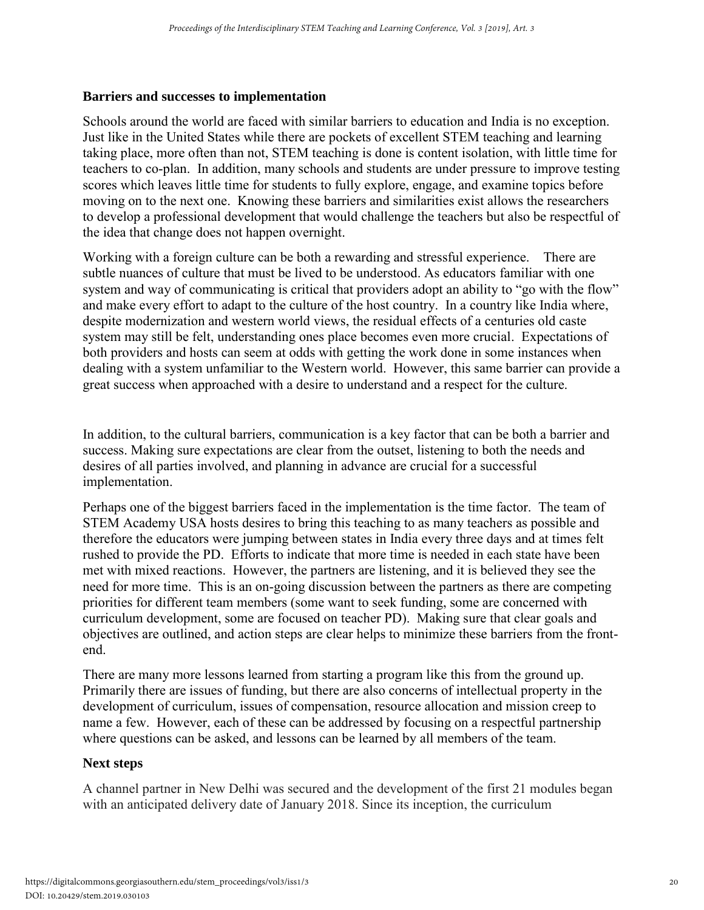### Barriers and successes to implementation

Schools around the world are faced with similar barriers to education and India is no exception. Just like in the United States while there are pockets of excellent STEM teaching and learning taking place, more often than not, STEM teaching is done is content isolation, with little time for teachers to co-plan. In addition, many schools and students are under pressure to improve testing scores which leaves little time for students to fully explore, engage, and examine topics before moving on to the next one. Knowing these barriers and similarities exist allows the researchers to develop a professional development that would challenge the teachers but also be respectful of the idea that change does not happen overnight.

Working with a foreign culture can be both a rewarding and stressful experience. There are subtle nuances of culture that must be lived to be understood. As educators familiar with one system and way of communicating is critical that providers adopt an ability to "go with the flow" and make every effort to adapt to the culture of the host country. In a country like India where, despite modernization and western world views, the residual effects of a centuries old caste system may still be felt, understanding ones place becomes even more crucial. Expectations of both providers and hosts can seem at odds with getting the work done in some instances when dealing with a system unfamiliar to the Western world. However, this same barrier can provide a great success when approached with a desire to understand and a respect for the culture.

In addition, to the cultural barriers, communication is a key factor that can be both a barrier and success. Making sure expectations are clear from the outset, listening to both the needs and desires of all parties involved, and planning in advance are crucial for a successful implementation.

Perhaps one of the biggest barriers faced in the implementation is the time factor. The team of STEM Academy USA hosts desires to bring this teaching to as many teachers as possible and therefore the educators were jumping between states in India every three days and at times felt rushed to provide the PD. Efforts to indicate that more time is needed in each state have been met with mixed reactions. However, the partners are listening, and it is believed they see the need for more time. This is an on-going discussion between the partners as there are competing priorities for different team members (some want to seek funding, some are concerned with curriculum development, some are focused on teacher PD). Making sure that clear goals and objectives are outlined, and action steps are clear helps to minimize these barriers from the front-end.

There are many more lessons learned from starting a program like this from the ground up. Primarily there are issues of funding, but there are also concerns of intellectual property in the development of curriculum, issues of compensation, resource allocation and mission creep to name a few. However, each of these can be addressed by focusing on a respectful partnership where questions can be asked, and lessons can be learned by all members of the team.

### Next steps

A channel partner in New Delhi was secured and the development of the first 21 modules began with an anticipated delivery date of January 2018. Since its inception, the curriculum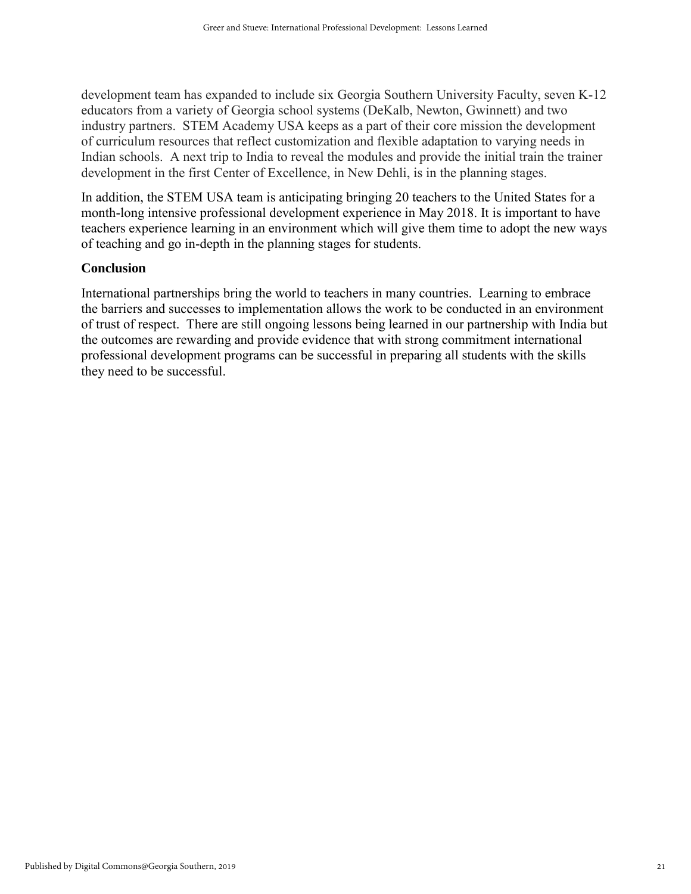development team has expanded to include six Georgia Southern University Faculty, seven K-12 educators from a variety of Georgia school systems (DeKalb, Newton, Gwinnett) and two industry partners. STEM Academy USA keeps as a part of their core mission the development of curriculum resources that reflect customization and flexible adaptation to varying needs in Indian schools. A next trip to India to reveal the modules and provide the initial train the trainer development in the first Center of Excellence, in New Dehli, is in the planning stages.

In addition, the STEM USA team is anticipating bringing 20 teachers to the United States for a month-long intensive professional development experience in May 2018. It is important to have teachers experience learning in an environment which will give them time to adopt the new ways of teaching and go in-depth in the planning stages for students.

**Conclusion**

International partnerships bring the world to teachers in many countries. Learning to embrace the barriers and successes to implementation allows the work to be conducted in an environment of trust of respect. There are still ongoing lessons being learned in our partnership with India but the outcomes are rewarding and provide evidence that with strong commitment international professional development programs can be successful in preparing all students with the skills they need to be successful.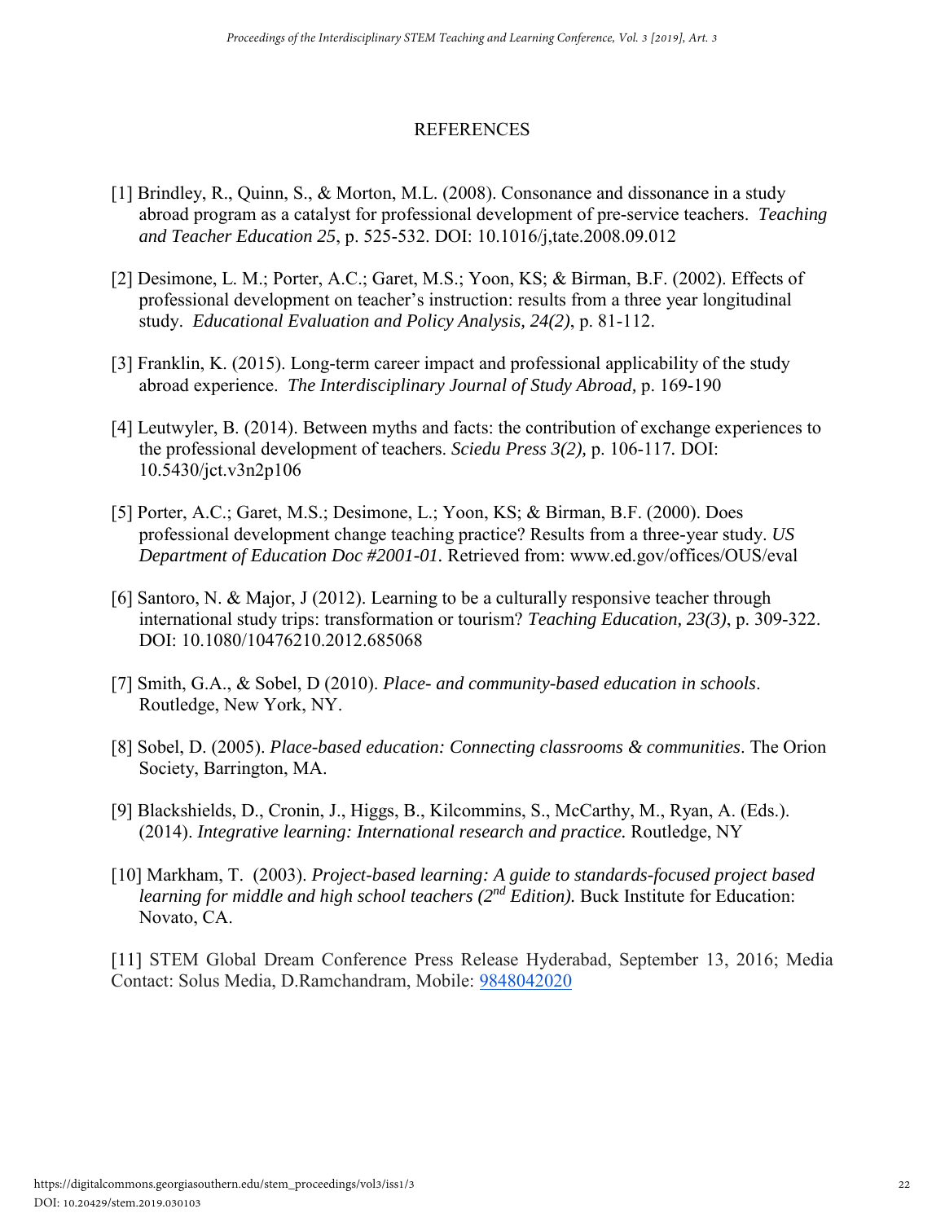# REFERENCES

[1] Brindley, R., Quinn, S., & Morton, M.L. (2008). Consonance and dissonance in a study abroad program as a catalyst for professional development of pre-service teachers. *Teaching and Teacher Education 25*, p. 525-532. DOI: 10.1016/j,tate.2008.09.012

[2] Desimone, L. M.; Porter, A.C.; Garet, M.S.; Yoon, KS; & Birman, B.F. (2002). Effects of professional development on teacher's instruction: results from a three year longitudinal study. *Educational Evaluation and Policy Analysis, 24(2)*, p. 81-112.

[3] Franklin, K. (2015). Long-term career impact and professional applicability of the study abroad experience. *The Interdisciplinary Journal of Study Abroad,* p. 169-190

[4] Leutwyler, B. (2014). Between myths and facts: the contribution of exchange experiences to the professional development of teachers. *Sciedu Press 3(2),* p. 106-117. DOI: 10.5430/jct.v3n2p106

[5] Porter, A.C.; Garet, M.S.; Desimone, L.; Yoon, KS; & Birman, B.F. (2000). Does professional development change teaching practice? Results from a three-year study. *US Department of Education Doc #2001-01.* Retrieved from: www.ed.gov/offices/OUS/eval

[6] Santoro, N. & Major, J (2012). Learning to be a culturally responsive teacher through international study trips: transformation or tourism? *Teaching Education, 23(3)*, p. 309-322. DOI: 10.1080/10476210.2012.685068

[7] Smith, G.A., & Sobel, D (2010). *Place- and community-based education in schools*. Routledge, New York, NY.

[8] Sobel, D. (2005). *Place-based education: Connecting classrooms & communities*. The Orion Society, Barrington, MA.

[9] Blackshields, D., Cronin, J., Higgs, B., Kilcommins, S., McCarthy, M., Ryan, A. (Eds.). (2014). *Integrative learning: International research and practice.* Routledge, NY

[10] Markham, T. (2003). *Project-based learning: A guide to standards-focused project based learning for middle and high school teachers (2nd Edition).* Buck Institute for Education: Novato, CA.

[11] STEM Global Dream Conference Press Release Hyderabad, September 13, 2016; Media Contact: Solus Media, D.Ramchandram, Mobile: 9848042020